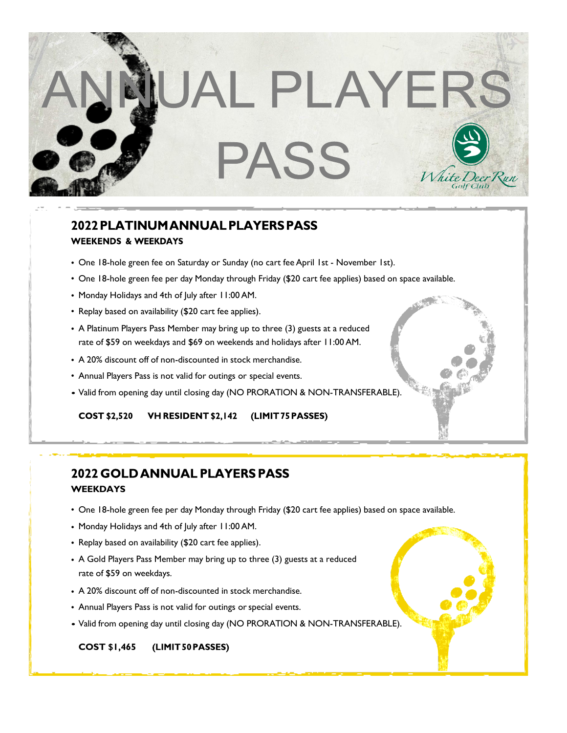# ANNUAL PLAYERS PASS

White Deer Run Golf Club

## 2022 PLATINUM ANNUAL PLAYERS PASS

**WEEKENDS & WEEKDAYS**

- One 18-hole green fee on Saturday or Sunday (no cart fee April 1st - November 1st).
- One 18-hole green fee per day Monday through Friday ($20 cart fee applies) based on space available.
- Monday Holidays and 4th of July after 11:00 AM.
- Replay based on availability ($20 cart fee applies).
- A Platinum Players Pass Member may bring up to three (3) guests at a reduced rate of $59 on weekdays and $69 on weekends and holidays after 11:00 AM.
- A 20% discount off of non-discounted in stock merchandise.
- Annual Players Pass is not valid for outings or special events.
- Valid from opening day until closing day (NO PRORATION & NON-TRANSFERABLE).

**COST $2,520 VH RESIDENT $2,142 (LIMIT 75 PASSES)**

## 2022 GOLD ANNUAL PLAYERS PASS

**WEEKDAYS**

- One 18-hole green fee per day Monday through Friday ($20 cart fee applies) based on space available.
- Monday Holidays and 4th of July after 11:00 AM.
- Replay based on availability ($20 cart fee applies).
- A Gold Players Pass Member may bring up to three (3) guests at a reduced rate of $59 on weekdays.
- A 20% discount off of non-discounted in stock merchandise.
- Annual Players Pass is not valid for outings or special events.
- Valid from opening day until closing day (NO PRORATION & NON-TRANSFERABLE).

**COST $1,465 (LIMIT 50 PASSES)**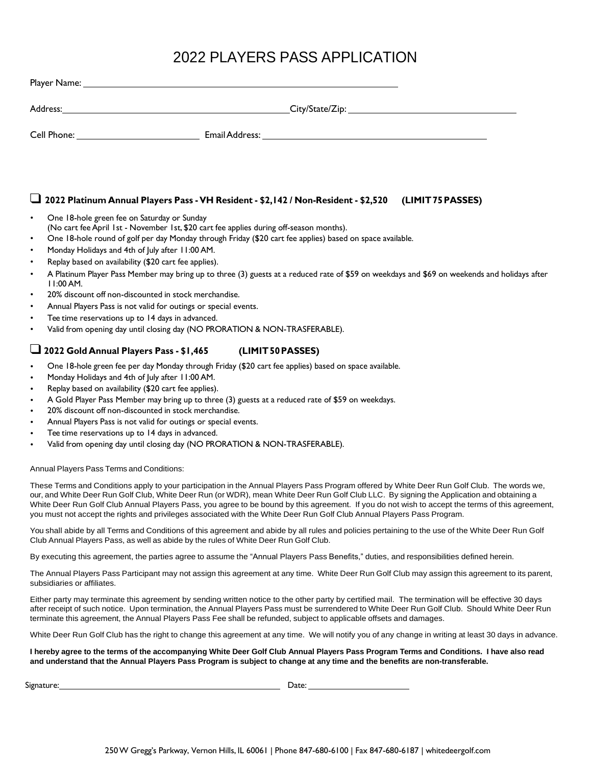# 2022 PLAYERS PASS APPLICATION

Player Name: \_\_\_\_\_\_\_\_\_\_\_\_\_\_\_\_\_\_\_\_\_\_\_\_\_\_\_\_\_\_\_\_\_\_\_\_\_\_\_\_\_\_\_\_\_\_\_\_

Address: \_\_\_\_\_\_\_\_\_\_\_\_\_\_\_\_\_\_\_\_\_\_\_\_\_\_\_\_\_\_\_\_\_\_\_\_ City/State/Zip: \_\_\_\_\_\_\_\_\_\_\_\_\_\_\_\_\_\_\_\_\_\_\_\_\_\_

Cell Phone: \_\_\_\_\_\_\_\_\_\_\_\_\_\_\_\_\_\_\_\_ Email Address: \_\_\_\_\_\_\_\_\_\_\_\_\_\_\_\_\_\_\_\_\_\_\_\_\_\_\_\_\_\_\_\_\_\_\_

☐ **2022 Platinum Annual Players Pass - VH Resident - $2,142 / Non-Resident - $2,520 (LIMIT 75 PASSES)**

- One 18-hole green fee on Saturday or Sunday
  (No cart fee April 1st - November 1st, $20 cart fee applies during off-season months).
- One 18-hole round of golf per day Monday through Friday ($20 cart fee applies) based on space available.
- Monday Holidays and 4th of July after 11:00 AM.
- Replay based on availability ($20 cart fee applies).
- A Platinum Player Pass Member may bring up to three (3) guests at a reduced rate of $59 on weekdays and $69 on weekends and holidays after 11:00 AM.
- 20% discount off non-discounted in stock merchandise.
- Annual Players Pass is not valid for outings or special events.
- Tee time reservations up to 14 days in advanced.
- Valid from opening day until closing day (NO PRORATION & NON-TRASFERABLE).

☐ **2022 Gold Annual Players Pass - $1,465 (LIMIT 50 PASSES)**

- One 18-hole green fee per day Monday through Friday ($20 cart fee applies) based on space available.
- Monday Holidays and 4th of July after 11:00 AM.
- Replay based on availability ($20 cart fee applies).
- A Gold Player Pass Member may bring up to three (3) guests at a reduced rate of $59 on weekdays.
- 20% discount off non-discounted in stock merchandise.
- Annual Players Pass is not valid for outings or special events.
- Tee time reservations up to 14 days in advanced.
- Valid from opening day until closing day (NO PRORATION & NON-TRASFERABLE).

Annual Players Pass Terms and Conditions:

These Terms and Conditions apply to your participation in the Annual Players Pass Program offered by White Deer Run Golf Club. The words we, our, and White Deer Run Golf Club, White Deer Run (or WDR), mean White Deer Run Golf Club LLC. By signing the Application and obtaining a White Deer Run Golf Club Annual Players Pass, you agree to be bound by this agreement. If you do not wish to accept the terms of this agreement, you must not accept the rights and privileges associated with the White Deer Run Golf Club Annual Players Pass Program.

You shall abide by all Terms and Conditions of this agreement and abide by all rules and policies pertaining to the use of the White Deer Run Golf Club Annual Players Pass, as well as abide by the rules of White Deer Run Golf Club.

By executing this agreement, the parties agree to assume the "Annual Players Pass Benefits," duties, and responsibilities defined herein.

The Annual Players Pass Participant may not assign this agreement at any time. White Deer Run Golf Club may assign this agreement to its parent, subsidiaries or affiliates.

Either party may terminate this agreement by sending written notice to the other party by certified mail. The termination will be effective 30 days after receipt of such notice. Upon termination, the Annual Players Pass must be surrendered to White Deer Run Golf Club. Should White Deer Run terminate this agreement, the Annual Players Pass Fee shall be refunded, subject to applicable offsets and damages.

White Deer Run Golf Club has the right to change this agreement at any time. We will notify you of any change in writing at least 30 days in advance.

**I hereby agree to the terms of the accompanying White Deer Golf Club Annual Players Pass Program Terms and Conditions. I have also read and understand that the Annual Players Pass Program is subject to change at any time and the benefits are non-transferable.**

Signature: \_\_\_\_\_\_\_\_\_\_\_\_\_\_\_\_\_\_\_\_\_\_\_\_\_\_\_\_\_\_\_\_\_\_\_\_ Date: \_\_\_\_\_\_\_\_\_\_\_\_\_\_\_\_\_\_

250 W Gregg's Parkway, Vernon Hills, IL 60061 | Phone 847-680-6100 | Fax 847-680-6187 | whitedeergolf.com